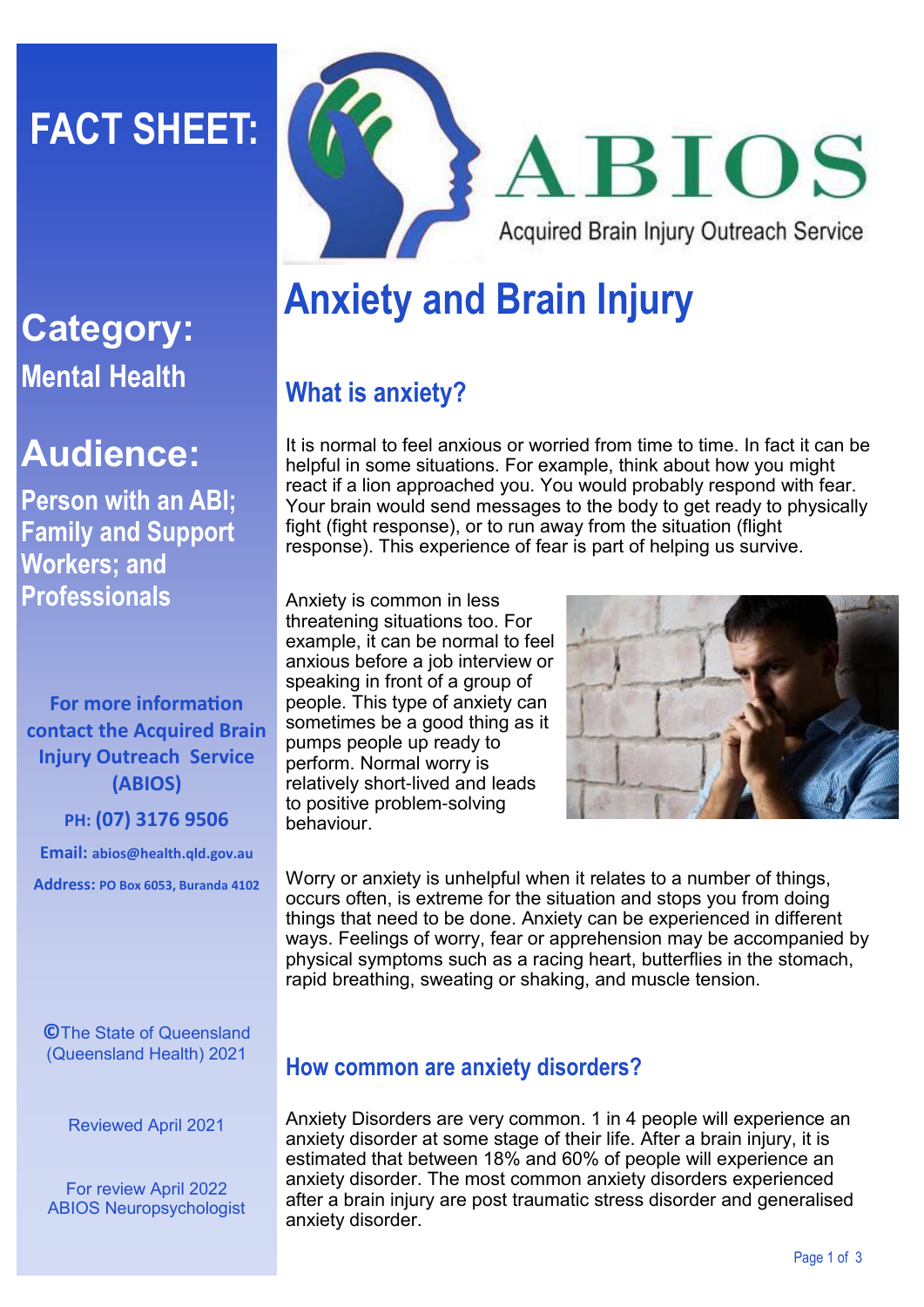# FACT SHEET:

**ABIOS**

Acquired Brain Injury Outreach Service

## Category:

**Mental Health**

## Audience:

**Person with an ABI; Family and Support Workers; and Professionals**

**For more information contact the Acquired Brain Injury Outreach Service (ABIOS)**

**PH: (07) 3176 9506**

**Email:** abios@health.qld.gov.au

**Address:** PO Box 6053, Buranda 4102

©The State of Queensland (Queensland Health) 2021

Reviewed April 2021

For review April 2022 ABIOS Neuropsychologist

# Anxiety and Brain Injury

## What is anxiety?

It is normal to feel anxious or worried from time to time. In fact it can be helpful in some situations. For example, think about how you might react if a lion approached you. You would probably respond with fear. Your brain would send messages to the body to get ready to physically fight (fight response), or to run away from the situation (flight response). This experience of fear is part of helping us survive.

Anxiety is common in less threatening situations too. For example, it can be normal to feel anxious before a job interview or speaking in front of a group of people. This type of anxiety can sometimes be a good thing as it pumps people up ready to perform. Normal worry is relatively short-lived and leads to positive problem-solving behaviour.

Worry or anxiety is unhelpful when it relates to a number of things, occurs often, is extreme for the situation and stops you from doing things that need to be done. Anxiety can be experienced in different ways. Feelings of worry, fear or apprehension may be accompanied by physical symptoms such as a racing heart, butterflies in the stomach, rapid breathing, sweating or shaking, and muscle tension.

## How common are anxiety disorders?

Anxiety Disorders are very common. 1 in 4 people will experience an anxiety disorder at some stage of their life. After a brain injury, it is estimated that between 18% and 60% of people will experience an anxiety disorder. The most common anxiety disorders experienced after a brain injury are post traumatic stress disorder and generalised anxiety disorder.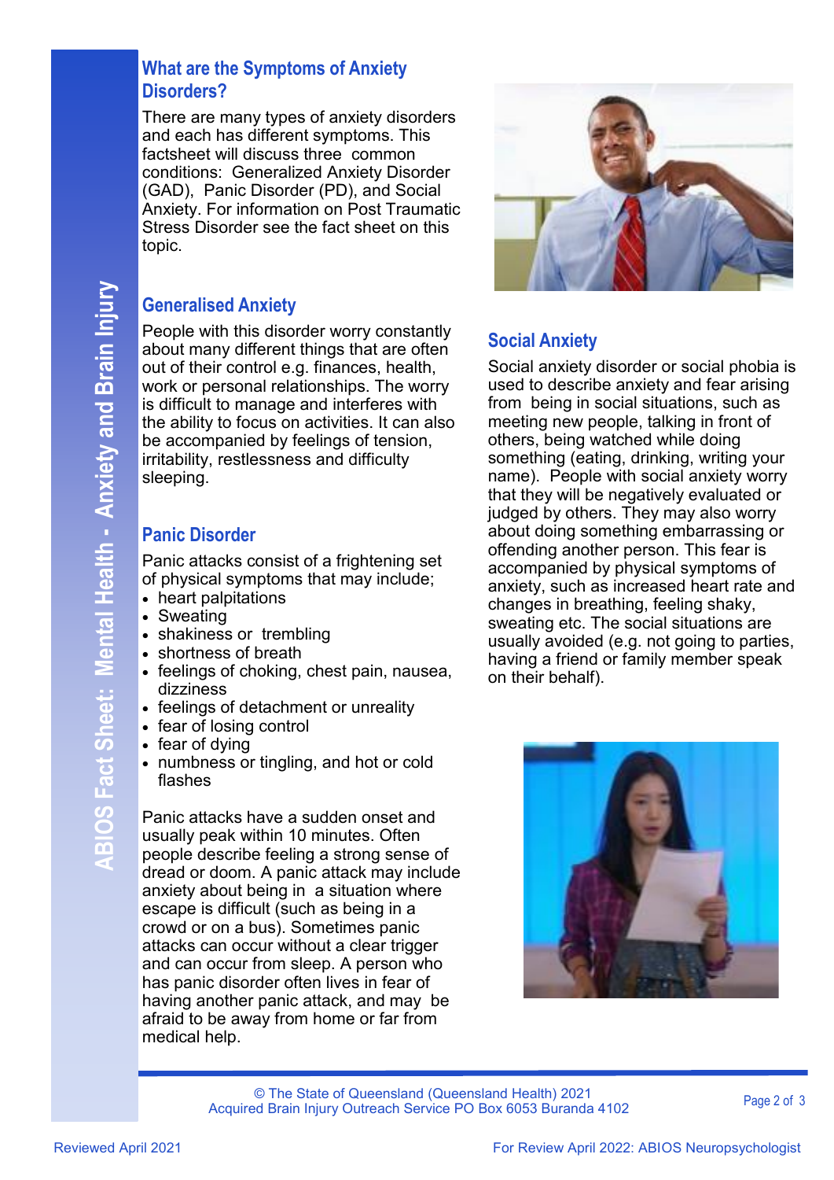## What are the Symptoms of Anxiety Disorders?

There are many types of anxiety disorders and each has different symptoms. This factsheet will discuss three common conditions: Generalized Anxiety Disorder (GAD), Panic Disorder (PD), and Social Anxiety. For information on Post Traumatic Stress Disorder see the fact sheet on this topic.

## Generalised Anxiety

People with this disorder worry constantly about many different things that are often out of their control e.g. finances, health, work or personal relationships. The worry is difficult to manage and interferes with the ability to focus on activities. It can also be accompanied by feelings of tension, irritability, restlessness and difficulty sleeping.

## Panic Disorder

Panic attacks consist of a frightening set of physical symptoms that may include;

- heart palpitations
- Sweating
- shakiness or trembling
- shortness of breath
- feelings of choking, chest pain, nausea, dizziness
- feelings of detachment or unreality
- fear of losing control
- fear of dying
- numbness or tingling, and hot or cold flashes

Panic attacks have a sudden onset and usually peak within 10 minutes. Often people describe feeling a strong sense of dread or doom. A panic attack may include anxiety about being in a situation where escape is difficult (such as being in a crowd or on a bus). Sometimes panic attacks can occur without a clear trigger and can occur from sleep. A person who has panic disorder often lives in fear of having another panic attack, and may be afraid to be away from home or far from medical help.

## Social Anxiety

Social anxiety disorder or social phobia is used to describe anxiety and fear arising from being in social situations, such as meeting new people, talking in front of others, being watched while doing something (eating, drinking, writing your name). People with social anxiety worry that they will be negatively evaluated or judged by others. They may also worry about doing something embarrassing or offending another person. This fear is accompanied by physical symptoms of anxiety, such as increased heart rate and changes in breathing, feeling shaky, sweating etc. The social situations are usually avoided (e.g. not going to parties, having a friend or family member speak on their behalf).

© The State of Queensland (Queensland Health) 2021
Acquired Brain Injury Outreach Service PO Box 6053 Buranda 4102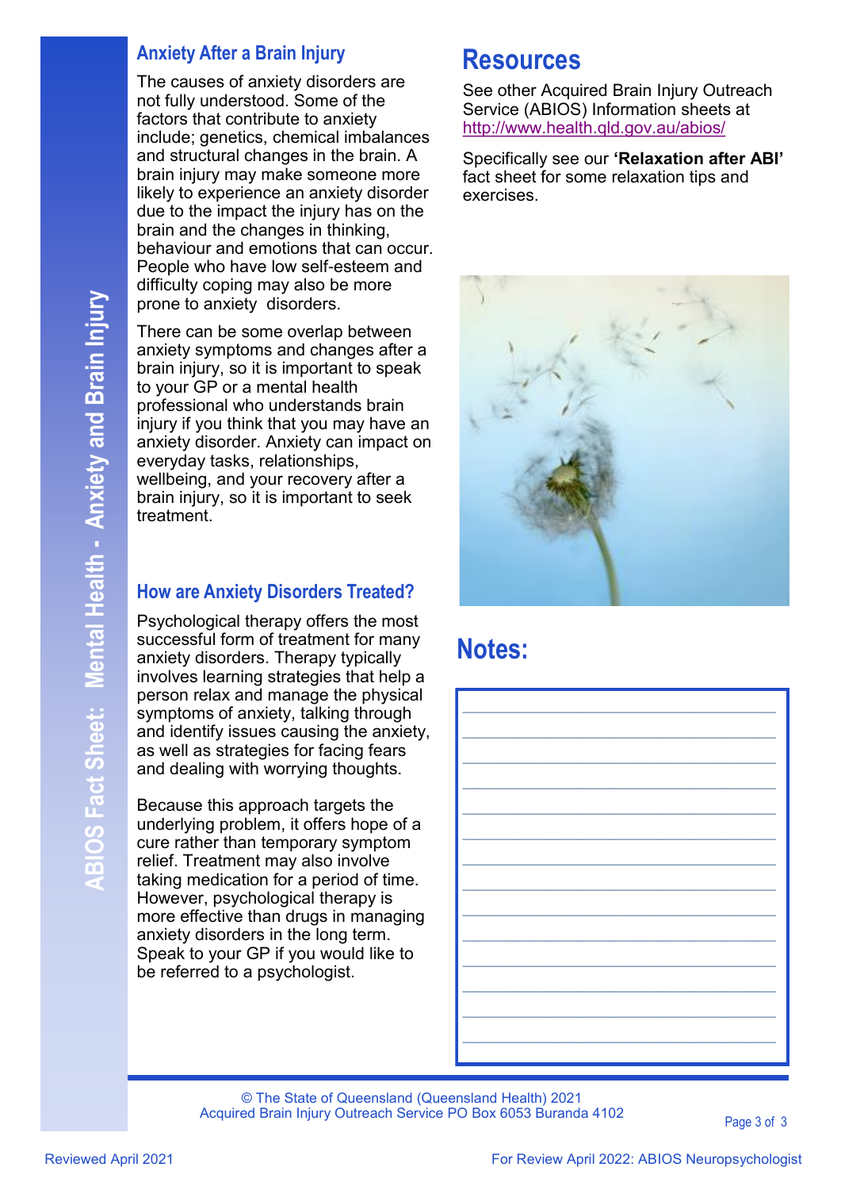## Anxiety After a Brain Injury

The causes of anxiety disorders are not fully understood. Some of the factors that contribute to anxiety include; genetics, chemical imbalances and structural changes in the brain. A brain injury may make someone more likely to experience an anxiety disorder due to the impact the injury has on the brain and the changes in thinking, behaviour and emotions that can occur. People who have low self-esteem and difficulty coping may also be more prone to anxiety disorders.

There can be some overlap between anxiety symptoms and changes after a brain injury, so it is important to speak to your GP or a mental health professional who understands brain injury if you think that you may have an anxiety disorder. Anxiety can impact on everyday tasks, relationships, wellbeing, and your recovery after a brain injury, so it is important to seek treatment.

## How are Anxiety Disorders Treated?

Psychological therapy offers the most successful form of treatment for many anxiety disorders. Therapy typically involves learning strategies that help a person relax and manage the physical symptoms of anxiety, talking through and identify issues causing the anxiety, as well as strategies for facing fears and dealing with worrying thoughts.

Because this approach targets the underlying problem, it offers hope of a cure rather than temporary symptom relief. Treatment may also involve taking medication for a period of time. However, psychological therapy is more effective than drugs in managing anxiety disorders in the long term. Speak to your GP if you would like to be referred to a psychologist.

# Resources

See other Acquired Brain Injury Outreach Service (ABIOS) Information sheets at http://www.health.qld.gov.au/abios/

Specifically see our **'Relaxation after ABI'** fact sheet for some relaxation tips and exercises.

# Notes:

© The State of Queensland (Queensland Health) 2021
Acquired Brain Injury Outreach Service PO Box 6053 Buranda 4102

Reviewed April 2021

For Review April 2022: ABIOS Neuropsychologist